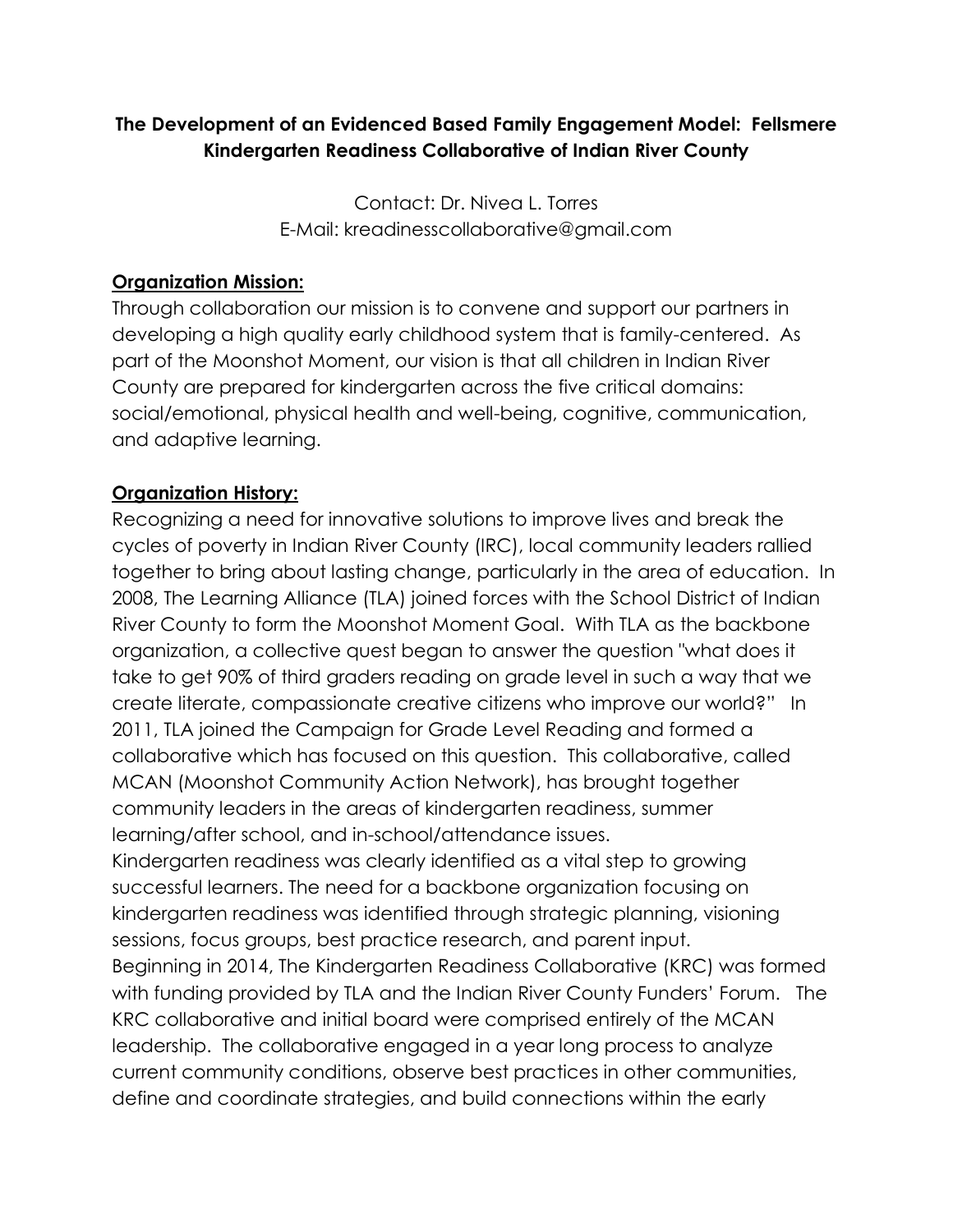**The Development of an Evidenced Based Family Engagement Model: Fellsmere Kindergarten Readiness Collaborative of Indian River County**

Contact: Dr. Nivea L. Torres
E-Mail: kreadinesscollaborative@gmail.com

## Organization Mission:

Through collaboration our mission is to convene and support our partners in developing a high quality early childhood system that is family-centered. As part of the Moonshot Moment, our vision is that all children in Indian River County are prepared for kindergarten across the five critical domains: social/emotional, physical health and well-being, cognitive, communication, and adaptive learning.

## Organization History:

Recognizing a need for innovative solutions to improve lives and break the cycles of poverty in Indian River County (IRC), local community leaders rallied together to bring about lasting change, particularly in the area of education. In 2008, The Learning Alliance (TLA) joined forces with the School District of Indian River County to form the Moonshot Moment Goal. With TLA as the backbone organization, a collective quest began to answer the question "what does it take to get 90% of third graders reading on grade level in such a way that we create literate, compassionate creative citizens who improve our world?" In 2011, TLA joined the Campaign for Grade Level Reading and formed a collaborative which has focused on this question. This collaborative, called MCAN (Moonshot Community Action Network), has brought together community leaders in the areas of kindergarten readiness, summer learning/after school, and in-school/attendance issues.

Kindergarten readiness was clearly identified as a vital step to growing successful learners. The need for a backbone organization focusing on kindergarten readiness was identified through strategic planning, visioning sessions, focus groups, best practice research, and parent input.

Beginning in 2014, The Kindergarten Readiness Collaborative (KRC) was formed with funding provided by TLA and the Indian River County Funders' Forum. The KRC collaborative and initial board were comprised entirely of the MCAN leadership. The collaborative engaged in a year long process to analyze current community conditions, observe best practices in other communities, define and coordinate strategies, and build connections within the early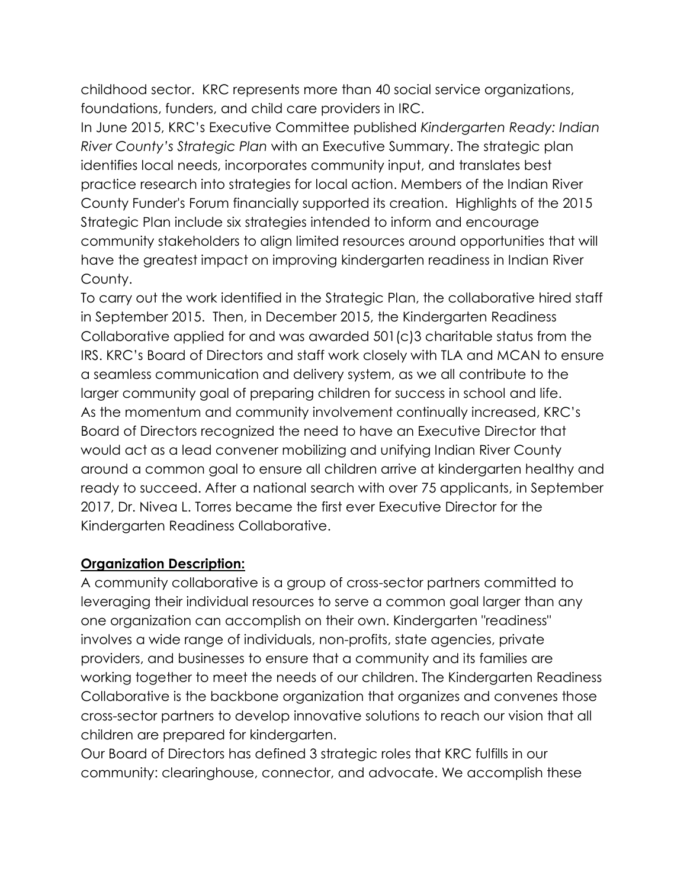childhood sector. KRC represents more than 40 social service organizations, foundations, funders, and child care providers in IRC.

In June 2015, KRC's Executive Committee published *Kindergarten Ready: Indian River County's Strategic Plan* with an Executive Summary. The strategic plan identifies local needs, incorporates community input, and translates best practice research into strategies for local action. Members of the Indian River County Funder's Forum financially supported its creation. Highlights of the 2015 Strategic Plan include six strategies intended to inform and encourage community stakeholders to align limited resources around opportunities that will have the greatest impact on improving kindergarten readiness in Indian River County.

To carry out the work identified in the Strategic Plan, the collaborative hired staff in September 2015. Then, in December 2015, the Kindergarten Readiness Collaborative applied for and was awarded 501(c)3 charitable status from the IRS. KRC's Board of Directors and staff work closely with TLA and MCAN to ensure a seamless communication and delivery system, as we all contribute to the larger community goal of preparing children for success in school and life.

As the momentum and community involvement continually increased, KRC's Board of Directors recognized the need to have an Executive Director that would act as a lead convener mobilizing and unifying Indian River County around a common goal to ensure all children arrive at kindergarten healthy and ready to succeed. After a national search with over 75 applicants, in September 2017, Dr. Nivea L. Torres became the first ever Executive Director for the Kindergarten Readiness Collaborative.

## Organization Description:

A community collaborative is a group of cross-sector partners committed to leveraging their individual resources to serve a common goal larger than any one organization can accomplish on their own. Kindergarten "readiness" involves a wide range of individuals, non-profits, state agencies, private providers, and businesses to ensure that a community and its families are working together to meet the needs of our children. The Kindergarten Readiness Collaborative is the backbone organization that organizes and convenes those cross-sector partners to develop innovative solutions to reach our vision that all children are prepared for kindergarten.

Our Board of Directors has defined 3 strategic roles that KRC fulfills in our community: clearinghouse, connector, and advocate. We accomplish these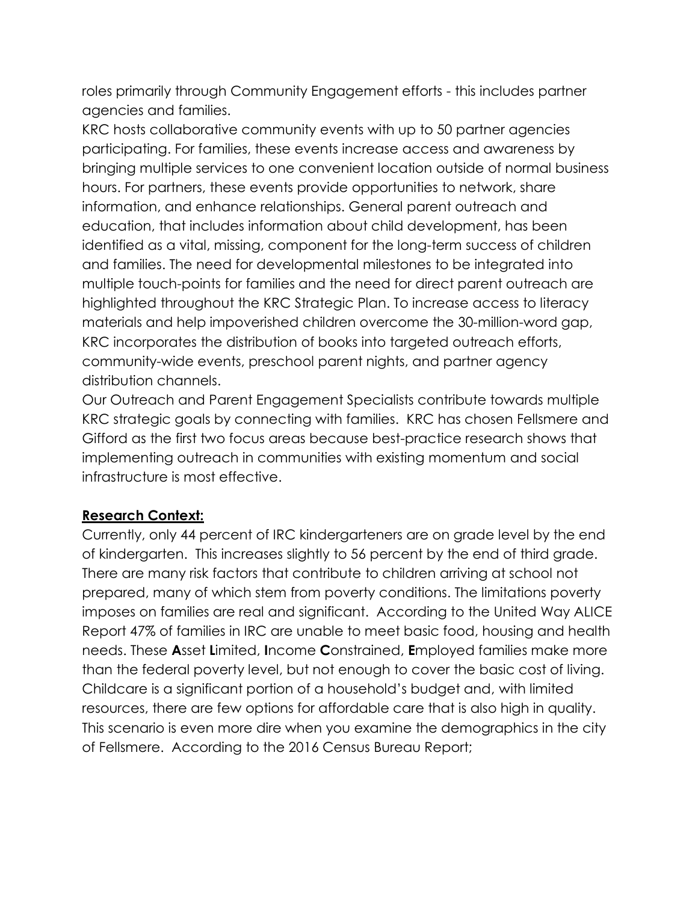roles primarily through Community Engagement efforts - this includes partner agencies and families.

KRC hosts collaborative community events with up to 50 partner agencies participating. For families, these events increase access and awareness by bringing multiple services to one convenient location outside of normal business hours. For partners, these events provide opportunities to network, share information, and enhance relationships. General parent outreach and education, that includes information about child development, has been identified as a vital, missing, component for the long-term success of children and families. The need for developmental milestones to be integrated into multiple touch-points for families and the need for direct parent outreach are highlighted throughout the KRC Strategic Plan. To increase access to literacy materials and help impoverished children overcome the 30-million-word gap, KRC incorporates the distribution of books into targeted outreach efforts, community-wide events, preschool parent nights, and partner agency distribution channels.

Our Outreach and Parent Engagement Specialists contribute towards multiple KRC strategic goals by connecting with families. KRC has chosen Fellsmere and Gifford as the first two focus areas because best-practice research shows that implementing outreach in communities with existing momentum and social infrastructure is most effective.

**Research Context:**

Currently, only 44 percent of IRC kindergarteners are on grade level by the end of kindergarten. This increases slightly to 56 percent by the end of third grade. There are many risk factors that contribute to children arriving at school not prepared, many of which stem from poverty conditions. The limitations poverty imposes on families are real and significant. According to the United Way ALICE Report 47% of families in IRC are unable to meet basic food, housing and health needs. These **A**sset **L**imited, **I**ncome **C**onstrained, **E**mployed families make more than the federal poverty level, but not enough to cover the basic cost of living. Childcare is a significant portion of a household's budget and, with limited resources, there are few options for affordable care that is also high in quality. This scenario is even more dire when you examine the demographics in the city of Fellsmere. According to the 2016 Census Bureau Report;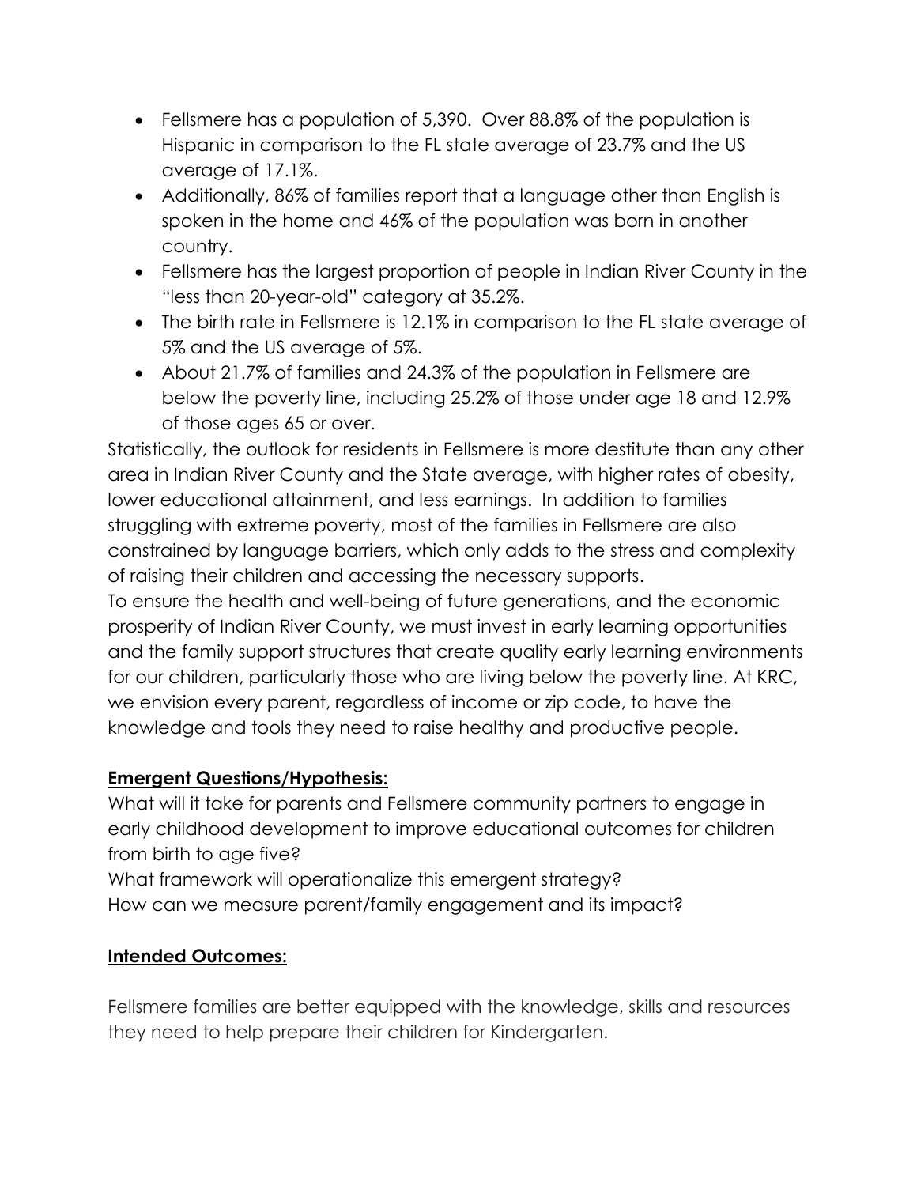- Fellsmere has a population of 5,390. Over 88.8% of the population is Hispanic in comparison to the FL state average of 23.7% and the US average of 17.1%.
- Additionally, 86% of families report that a language other than English is spoken in the home and 46% of the population was born in another country.
- Fellsmere has the largest proportion of people in Indian River County in the "less than 20-year-old" category at 35.2%.
- The birth rate in Fellsmere is 12.1% in comparison to the FL state average of 5% and the US average of 5%.
- About 21.7% of families and 24.3% of the population in Fellsmere are below the poverty line, including 25.2% of those under age 18 and 12.9% of those ages 65 or over.

Statistically, the outlook for residents in Fellsmere is more destitute than any other area in Indian River County and the State average, with higher rates of obesity, lower educational attainment, and less earnings. In addition to families struggling with extreme poverty, most of the families in Fellsmere are also constrained by language barriers, which only adds to the stress and complexity of raising their children and accessing the necessary supports.

To ensure the health and well-being of future generations, and the economic prosperity of Indian River County, we must invest in early learning opportunities and the family support structures that create quality early learning environments for our children, particularly those who are living below the poverty line. At KRC, we envision every parent, regardless of income or zip code, to have the knowledge and tools they need to raise healthy and productive people.

## Emergent Questions/Hypothesis:

What will it take for parents and Fellsmere community partners to engage in early childhood development to improve educational outcomes for children from birth to age five?

What framework will operationalize this emergent strategy?

How can we measure parent/family engagement and its impact?

## Intended Outcomes:

Fellsmere families are better equipped with the knowledge, skills and resources they need to help prepare their children for Kindergarten.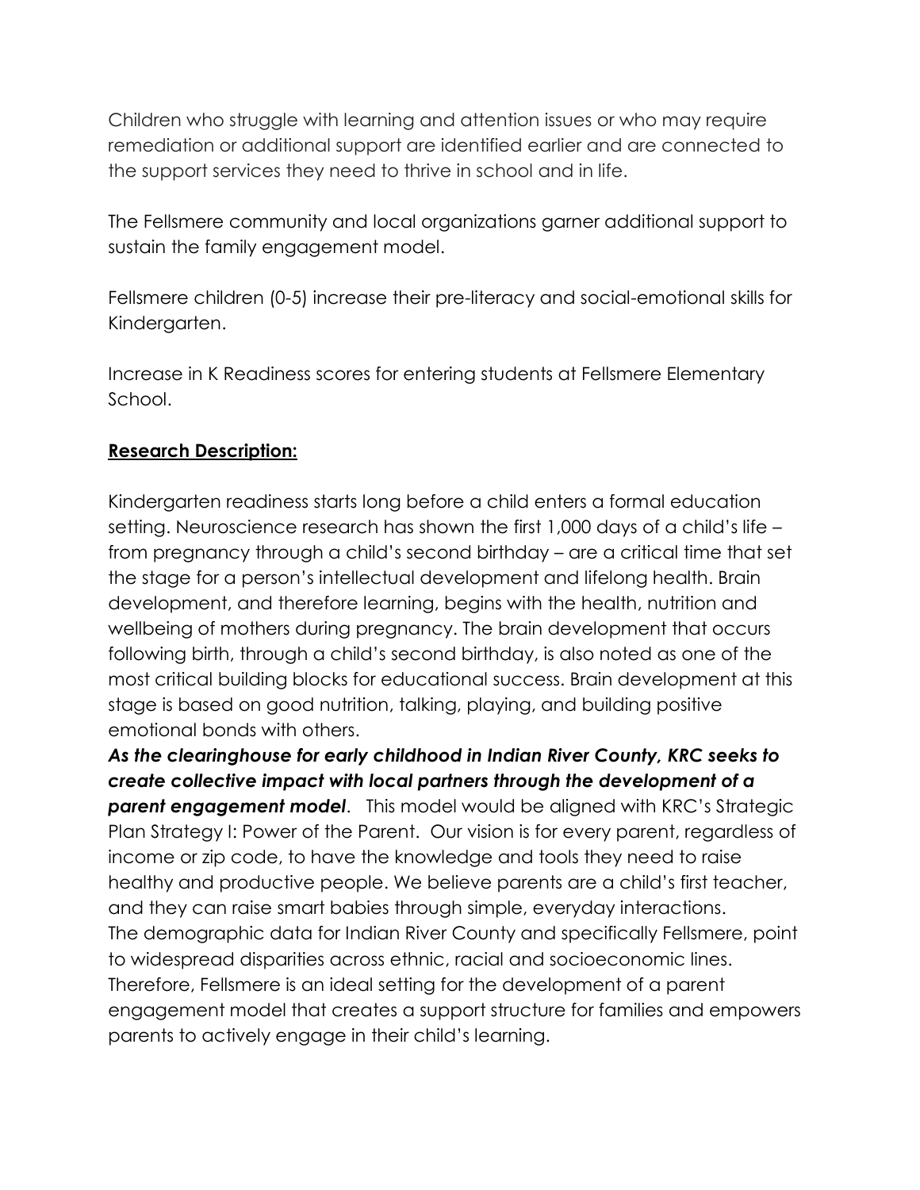Children who struggle with learning and attention issues or who may require remediation or additional support are identified earlier and are connected to the support services they need to thrive in school and in life.

The Fellsmere community and local organizations garner additional support to sustain the family engagement model.

Fellsmere children (0-5) increase their pre-literacy and social-emotional skills for Kindergarten.

Increase in K Readiness scores for entering students at Fellsmere Elementary School.

**Research Description:**

Kindergarten readiness starts long before a child enters a formal education setting. Neuroscience research has shown the first 1,000 days of a child's life – from pregnancy through a child's second birthday – are a critical time that set the stage for a person's intellectual development and lifelong health. Brain development, and therefore learning, begins with the health, nutrition and wellbeing of mothers during pregnancy. The brain development that occurs following birth, through a child's second birthday, is also noted as one of the most critical building blocks for educational success. Brain development at this stage is based on good nutrition, talking, playing, and building positive emotional bonds with others.

***As the clearinghouse for early childhood in Indian River County, KRC seeks to create collective impact with local partners through the development of a parent engagement model***. This model would be aligned with KRC's Strategic Plan Strategy I: Power of the Parent. Our vision is for every parent, regardless of income or zip code, to have the knowledge and tools they need to raise healthy and productive people. We believe parents are a child's first teacher, and they can raise smart babies through simple, everyday interactions.

The demographic data for Indian River County and specifically Fellsmere, point to widespread disparities across ethnic, racial and socioeconomic lines. Therefore, Fellsmere is an ideal setting for the development of a parent engagement model that creates a support structure for families and empowers parents to actively engage in their child's learning.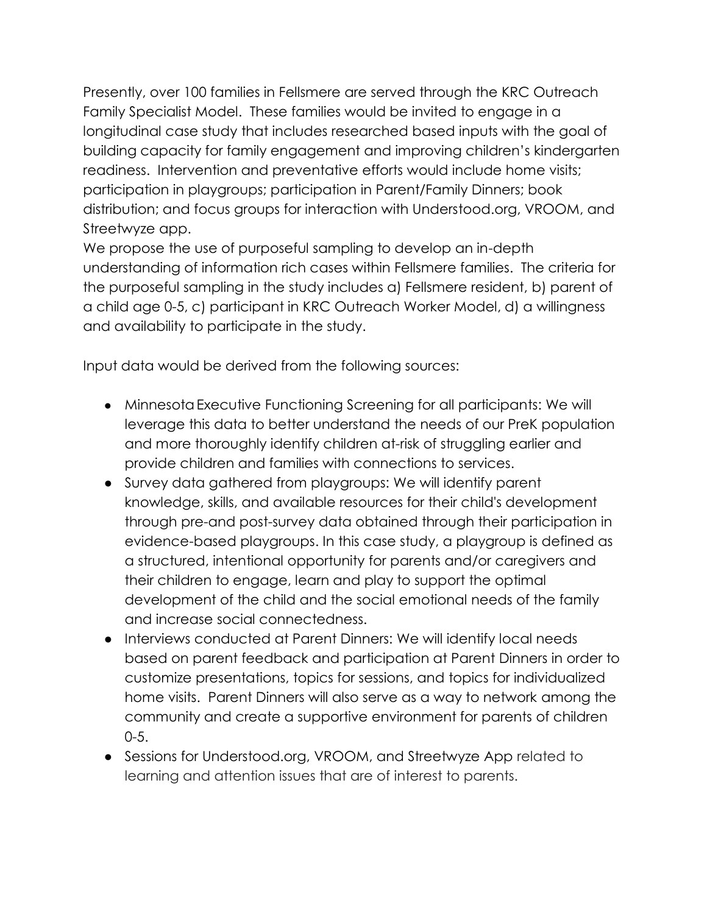Presently, over 100 families in Fellsmere are served through the KRC Outreach Family Specialist Model. These families would be invited to engage in a longitudinal case study that includes researched based inputs with the goal of building capacity for family engagement and improving children's kindergarten readiness. Intervention and preventative efforts would include home visits; participation in playgroups; participation in Parent/Family Dinners; book distribution; and focus groups for interaction with Understood.org, VROOM, and Streetwyze app.

We propose the use of purposeful sampling to develop an in-depth understanding of information rich cases within Fellsmere families. The criteria for the purposeful sampling in the study includes a) Fellsmere resident, b) parent of a child age 0-5, c) participant in KRC Outreach Worker Model, d) a willingness and availability to participate in the study.

Input data would be derived from the following sources:

- Minnesota Executive Functioning Screening for all participants: We will leverage this data to better understand the needs of our PreK population and more thoroughly identify children at-risk of struggling earlier and provide children and families with connections to services.
- Survey data gathered from playgroups: We will identify parent knowledge, skills, and available resources for their child's development through pre-and post-survey data obtained through their participation in evidence-based playgroups. In this case study, a playgroup is defined as a structured, intentional opportunity for parents and/or caregivers and their children to engage, learn and play to support the optimal development of the child and the social emotional needs of the family and increase social connectedness.
- Interviews conducted at Parent Dinners: We will identify local needs based on parent feedback and participation at Parent Dinners in order to customize presentations, topics for sessions, and topics for individualized home visits. Parent Dinners will also serve as a way to network among the community and create a supportive environment for parents of children 0-5.
- Sessions for Understood.org, VROOM, and Streetwyze App related to learning and attention issues that are of interest to parents.